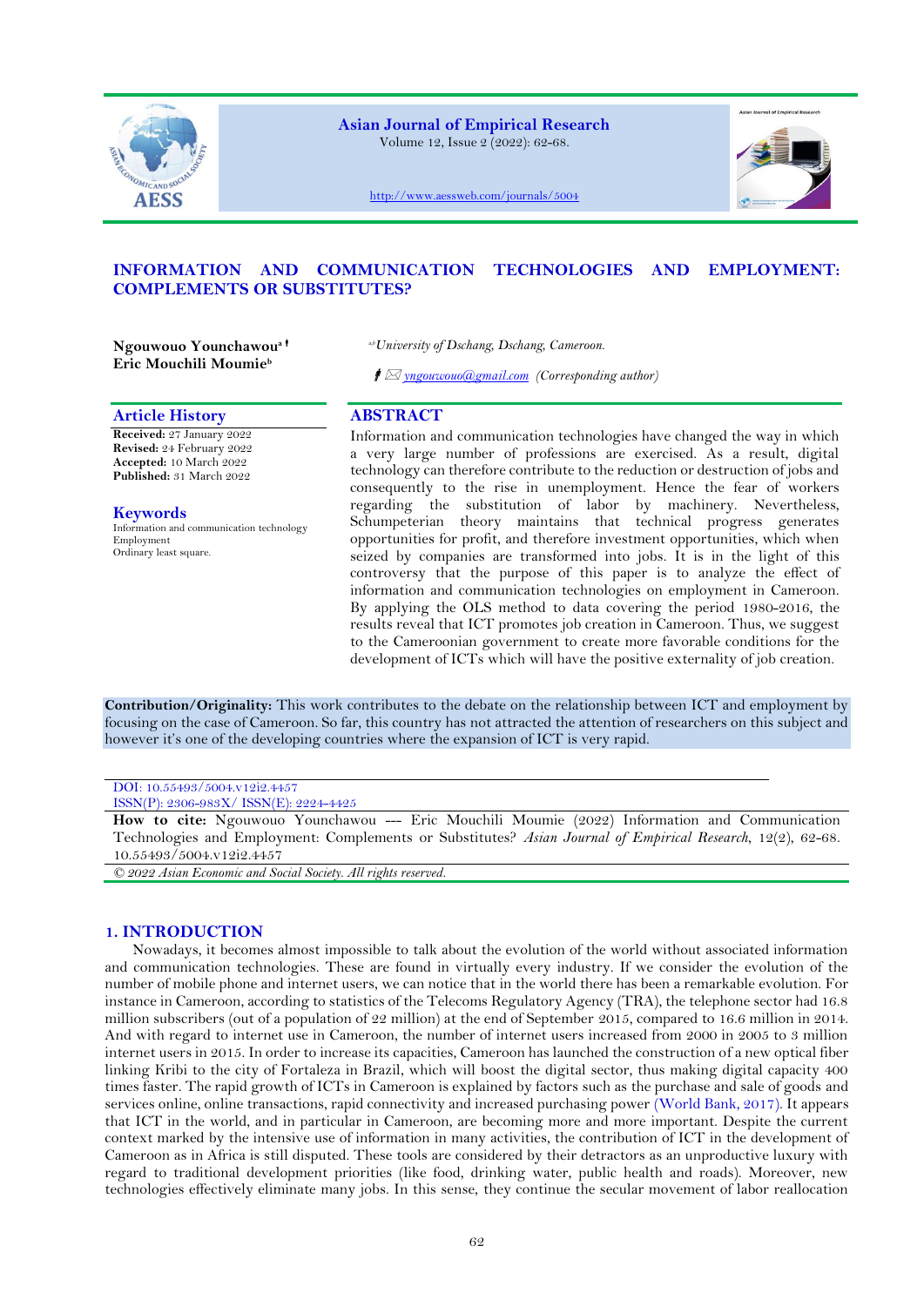# INFORMATION AND COMMUNICATION TECHNOLOGIES AND EMPLOYMENT: COMPLEMENTS OR SUBSTITUTES?

**Ngouwouo Younchawou**[a] 
**Eric Mouchili Moumie**[b]

[a,b]*University of Dschang, Dschang, Cameroon.*

 yngouwouo@gmail.com *(Corresponding author)*

## Article History

**Received:** 27 January 2022 
**Revised:** 24 February 2022 
**Accepted:** 10 March 2022 
**Published:** 31 March 2022

## Keywords

Information and communication technology 
Employment 
Ordinary least square.

## ABSTRACT

Information and communication technologies have changed the way in which a very large number of professions are exercised. As a result, digital technology can therefore contribute to the reduction or destruction of jobs and consequently to the rise in unemployment. Hence the fear of workers regarding the substitution of labor by machinery. Nevertheless, Schumpeterian theory maintains that technical progress generates opportunities for profit, and therefore investment opportunities, which when seized by companies are transformed into jobs. It is in the light of this controversy that the purpose of this paper is to analyze the effect of information and communication technologies on employment in Cameroon. By applying the OLS method to data covering the period 1980-2016, the results reveal that ICT promotes job creation in Cameroon. Thus, we suggest to the Cameroonian government to create more favorable conditions for the development of ICTs which will have the positive externality of job creation.

**Contribution/Originality:** This work contributes to the debate on the relationship between ICT and employment by focusing on the case of Cameroon. So far, this country has not attracted the attention of researchers on this subject and however it's one of the developing countries where the expansion of ICT is very rapid.

DOI: 10.55493/5004.v12i2.4457 
ISSN(P): 2306-983X/ ISSN(E): 2224-4425

**How to cite:** Ngouwouo Younchawou --- Eric Mouchili Moumie (2022) Information and Communication Technologies and Employment: Complements or Substitutes? *Asian Journal of Empirical Research*, 12(2), 62-68. 10.55493/5004.v12i2.4457

*© 2022 Asian Economic and Social Society. All rights reserved.*

## 1. INTRODUCTION

Nowadays, it becomes almost impossible to talk about the evolution of the world without associated information and communication technologies. These are found in virtually every industry. If we consider the evolution of the number of mobile phone and internet users, we can notice that in the world there has been a remarkable evolution. For instance in Cameroon, according to statistics of the Telecoms Regulatory Agency (TRA), the telephone sector had 16.8 million subscribers (out of a population of 22 million) at the end of September 2015, compared to 16.6 million in 2014. And with regard to internet use in Cameroon, the number of internet users increased from 2000 in 2005 to 3 million internet users in 2015. In order to increase its capacities, Cameroon has launched the construction of a new optical fiber linking Kribi to the city of Fortaleza in Brazil, which will boost the digital sector, thus making digital capacity 400 times faster. The rapid growth of ICTs in Cameroon is explained by factors such as the purchase and sale of goods and services online, online transactions, rapid connectivity and increased purchasing power (World Bank, 2017). It appears that ICT in the world, and in particular in Cameroon, are becoming more and more important. Despite the current context marked by the intensive use of information in many activities, the contribution of ICT in the development of Cameroon as in Africa is still disputed. These tools are considered by their detractors as an unproductive luxury with regard to traditional development priorities (like food, drinking water, public health and roads). Moreover, new technologies effectively eliminate many jobs. In this sense, they continue the secular movement of labor reallocation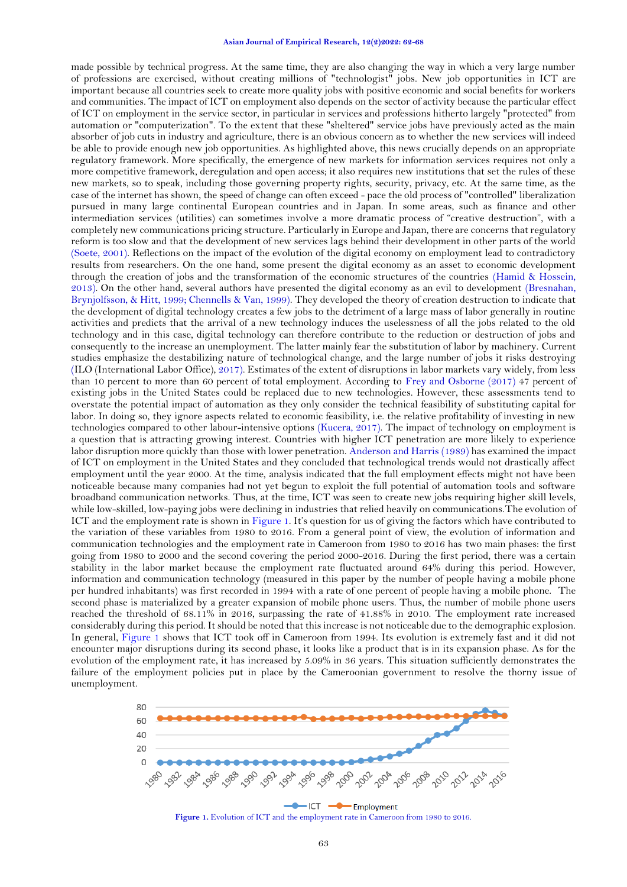made possible by technical progress. At the same time, they are also changing the way in which a very large number of professions are exercised, without creating millions of "technologist" jobs. New job opportunities in ICT are important because all countries seek to create more quality jobs with positive economic and social benefits for workers and communities. The impact of ICT on employment also depends on the sector of activity because the particular effect of ICT on employment in the service sector, in particular in services and professions hitherto largely "protected" from automation or "computerization". To the extent that these "sheltered" service jobs have previously acted as the main absorber of job cuts in industry and agriculture, there is an obvious concern as to whether the new services will indeed be able to provide enough new job opportunities. As highlighted above, this news crucially depends on an appropriate regulatory framework. More specifically, the emergence of new markets for information services requires not only a more competitive framework, deregulation and open access; it also requires new institutions that set the rules of these new markets, so to speak, including those governing property rights, security, privacy, etc. At the same time, as the case of the internet has shown, the speed of change can often exceed - pace the old process of "controlled" liberalization pursued in many large continental European countries and in Japan. In some areas, such as finance and other intermediation services (utilities) can sometimes involve a more dramatic process of "creative destruction", with a completely new communications pricing structure. Particularly in Europe and Japan, there are concerns that regulatory reform is too slow and that the development of new services lags behind their development in other parts of the world (Soete, 2001). Reflections on the impact of the evolution of the digital economy on employment lead to contradictory results from researchers. On the one hand, some present the digital economy as an asset to economic development through the creation of jobs and the transformation of the economic structures of the countries (Hamid & Hossein, 2013). On the other hand, several authors have presented the digital economy as an evil to development (Bresnahan, Brynjolfsson, & Hitt, 1999; Chennells & Van, 1999). They developed the theory of creation destruction to indicate that the development of digital technology creates a few jobs to the detriment of a large mass of labor generally in routine activities and predicts that the arrival of a new technology induces the uselessness of all the jobs related to the old technology and in this case, digital technology can therefore contribute to the reduction or destruction of jobs and consequently to the increase an unemployment. The latter mainly fear the substitution of labor by machinery. Current studies emphasize the destabilizing nature of technological change, and the large number of jobs it risks destroying (ILO (International Labor Office), 2017). Estimates of the extent of disruptions in labor markets vary widely, from less than 10 percent to more than 60 percent of total employment. According to Frey and Osborne (2017) 47 percent of existing jobs in the United States could be replaced due to new technologies. However, these assessments tend to overstate the potential impact of automation as they only consider the technical feasibility of substituting capital for labor. In doing so, they ignore aspects related to economic feasibility, i.e. the relative profitability of investing in new technologies compared to other labour-intensive options (Kucera, 2017). The impact of technology on employment is a question that is attracting growing interest. Countries with higher ICT penetration are more likely to experience labor disruption more quickly than those with lower penetration. Anderson and Harris (1989) has examined the impact of ICT on employment in the United States and they concluded that technological trends would not drastically affect employment until the year 2000. At the time, analysis indicated that the full employment effects might not have been noticeable because many companies had not yet begun to exploit the full potential of automation tools and software broadband communication networks. Thus, at the time, ICT was seen to create new jobs requiring higher skill levels, while low-skilled, low-paying jobs were declining in industries that relied heavily on communications.The evolution of ICT and the employment rate is shown in Figure 1. It's question for us of giving the factors which have contributed to the variation of these variables from 1980 to 2016. From a general point of view, the evolution of information and communication technologies and the employment rate in Cameroon from 1980 to 2016 has two main phases: the first going from 1980 to 2000 and the second covering the period 2000-2016. During the first period, there was a certain stability in the labor market because the employment rate fluctuated around 64% during this period. However, information and communication technology (measured in this paper by the number of people having a mobile phone per hundred inhabitants) was first recorded in 1994 with a rate of one percent of people having a mobile phone. The second phase is materialized by a greater expansion of mobile phone users. Thus, the number of mobile phone users reached the threshold of 68.11% in 2016, surpassing the rate of 41.88% in 2010. The employment rate increased considerably during this period. It should be noted that this increase is not noticeable due to the demographic explosion. In general, Figure 1 shows that ICT took off in Cameroon from 1994. Its evolution is extremely fast and it did not encounter major disruptions during its second phase, it looks like a product that is in its expansion phase. As for the evolution of the employment rate, it has increased by 5.09% in 36 years. This situation sufficiently demonstrates the failure of the employment policies put in place by the Cameroonian government to resolve the thorny issue of unemployment.

**Figure 1.** Evolution of ICT and the employment rate in Cameroon from 1980 to 2016.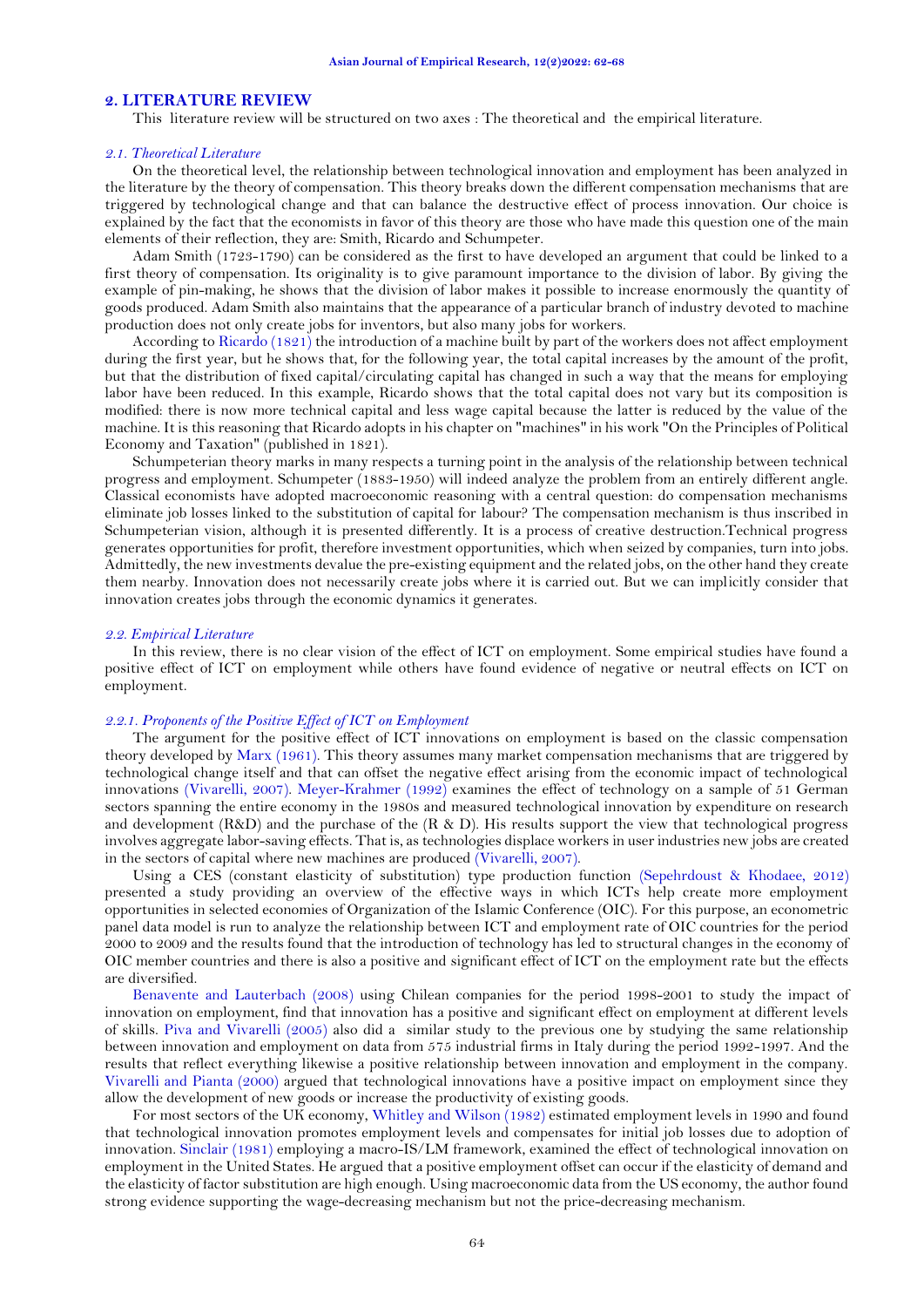## 2. LITERATURE REVIEW

This literature review will be structured on two axes : The theoretical and the empirical literature.

### *2.1. Theoretical Literature*

On the theoretical level, the relationship between technological innovation and employment has been analyzed in the literature by the theory of compensation. This theory breaks down the different compensation mechanisms that are triggered by technological change and that can balance the destructive effect of process innovation. Our choice is explained by the fact that the economists in favor of this theory are those who have made this question one of the main elements of their reflection, they are: Smith, Ricardo and Schumpeter.

Adam Smith (1723-1790) can be considered as the first to have developed an argument that could be linked to a first theory of compensation. Its originality is to give paramount importance to the division of labor. By giving the example of pin-making, he shows that the division of labor makes it possible to increase enormously the quantity of goods produced. Adam Smith also maintains that the appearance of a particular branch of industry devoted to machine production does not only create jobs for inventors, but also many jobs for workers.

According to Ricardo (1821) the introduction of a machine built by part of the workers does not affect employment during the first year, but he shows that, for the following year, the total capital increases by the amount of the profit, but that the distribution of fixed capital/circulating capital has changed in such a way that the means for employing labor have been reduced. In this example, Ricardo shows that the total capital does not vary but its composition is modified: there is now more technical capital and less wage capital because the latter is reduced by the value of the machine. It is this reasoning that Ricardo adopts in his chapter on "machines" in his work "On the Principles of Political Economy and Taxation" (published in 1821).

Schumpeterian theory marks in many respects a turning point in the analysis of the relationship between technical progress and employment. Schumpeter (1883-1950) will indeed analyze the problem from an entirely different angle. Classical economists have adopted macroeconomic reasoning with a central question: do compensation mechanisms eliminate job losses linked to the substitution of capital for labour? The compensation mechanism is thus inscribed in Schumpeterian vision, although it is presented differently. It is a process of creative destruction.Technical progress generates opportunities for profit, therefore investment opportunities, which when seized by companies, turn into jobs. Admittedly, the new investments devalue the pre-existing equipment and the related jobs, on the other hand they create them nearby. Innovation does not necessarily create jobs where it is carried out. But we can implicitly consider that innovation creates jobs through the economic dynamics it generates.

### *2.2. Empirical Literature*

In this review, there is no clear vision of the effect of ICT on employment. Some empirical studies have found a positive effect of ICT on employment while others have found evidence of negative or neutral effects on ICT on employment.

#### *2.2.1. Proponents of the Positive Effect of ICT on Employment*

The argument for the positive effect of ICT innovations on employment is based on the classic compensation theory developed by Marx (1961). This theory assumes many market compensation mechanisms that are triggered by technological change itself and that can offset the negative effect arising from the economic impact of technological innovations (Vivarelli, 2007). Meyer-Krahmer (1992) examines the effect of technology on a sample of 51 German sectors spanning the entire economy in the 1980s and measured technological innovation by expenditure on research and development (R&D) and the purchase of the (R & D). His results support the view that technological progress involves aggregate labor-saving effects. That is, as technologies displace workers in user industries new jobs are created in the sectors of capital where new machines are produced (Vivarelli, 2007).

Using a CES (constant elasticity of substitution) type production function (Sepehrdoust & Khodaee, 2012) presented a study providing an overview of the effective ways in which ICTs help create more employment opportunities in selected economies of Organization of the Islamic Conference (OIC). For this purpose, an econometric panel data model is run to analyze the relationship between ICT and employment rate of OIC countries for the period 2000 to 2009 and the results found that the introduction of technology has led to structural changes in the economy of OIC member countries and there is also a positive and significant effect of ICT on the employment rate but the effects are diversified.

Benavente and Lauterbach (2008) using Chilean companies for the period 1998-2001 to study the impact of innovation on employment, find that innovation has a positive and significant effect on employment at different levels of skills. Piva and Vivarelli (2005) also did a similar study to the previous one by studying the same relationship between innovation and employment on data from 575 industrial firms in Italy during the period 1992-1997. And the results that reflect everything likewise a positive relationship between innovation and employment in the company. Vivarelli and Pianta (2000) argued that technological innovations have a positive impact on employment since they allow the development of new goods or increase the productivity of existing goods.

For most sectors of the UK economy, Whitley and Wilson (1982) estimated employment levels in 1990 and found that technological innovation promotes employment levels and compensates for initial job losses due to adoption of innovation. Sinclair (1981) employing a macro-IS/LM framework, examined the effect of technological innovation on employment in the United States. He argued that a positive employment offset can occur if the elasticity of demand and the elasticity of factor substitution are high enough. Using macroeconomic data from the US economy, the author found strong evidence supporting the wage-decreasing mechanism but not the price-decreasing mechanism.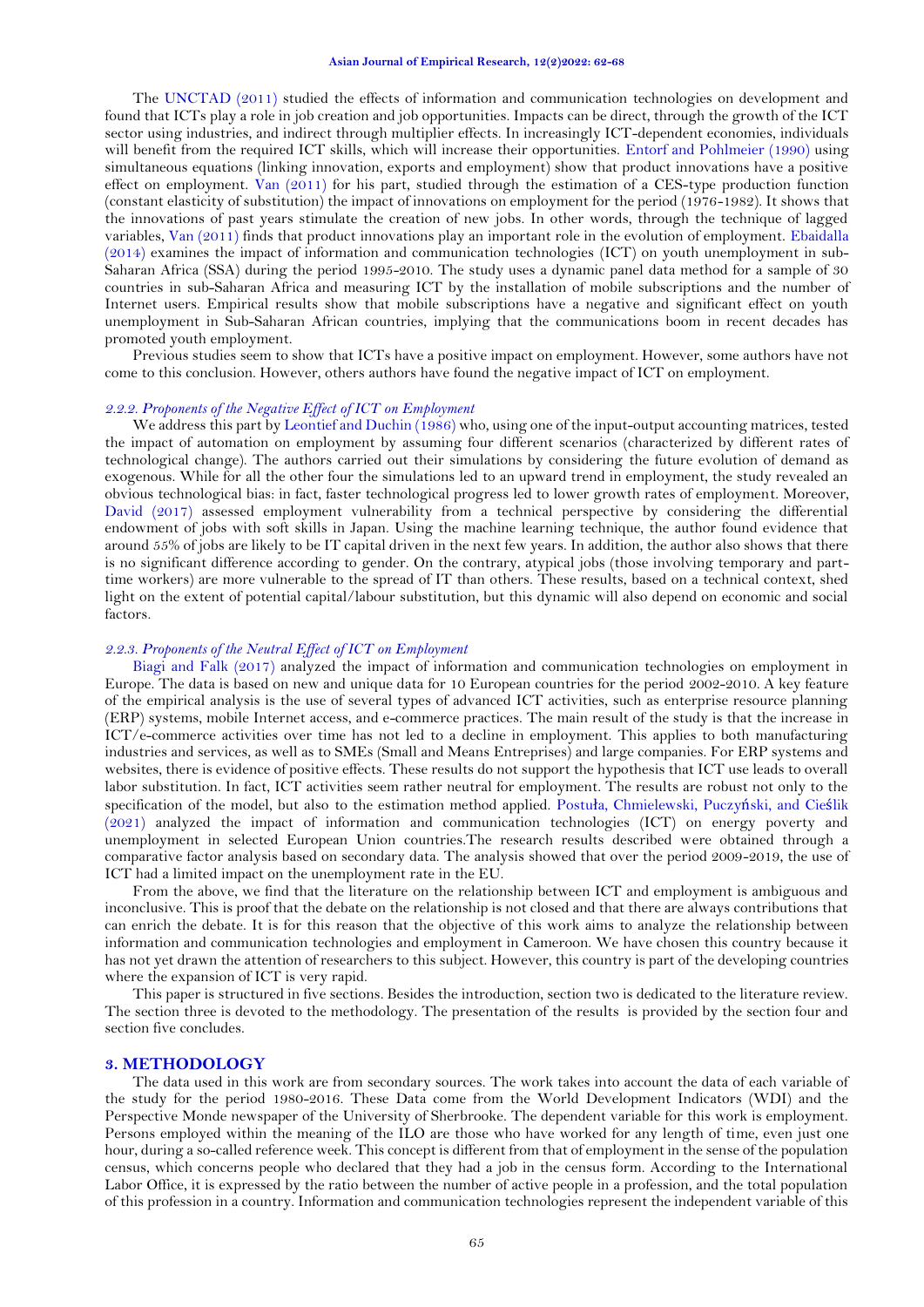The UNCTAD (2011) studied the effects of information and communication technologies on development and found that ICTs play a role in job creation and job opportunities. Impacts can be direct, through the growth of the ICT sector using industries, and indirect through multiplier effects. In increasingly ICT-dependent economies, individuals will benefit from the required ICT skills, which will increase their opportunities. Entorf and Pohlmeier (1990) using simultaneous equations (linking innovation, exports and employment) show that product innovations have a positive effect on employment. Van (2011) for his part, studied through the estimation of a CES-type production function (constant elasticity of substitution) the impact of innovations on employment for the period (1976-1982). It shows that the innovations of past years stimulate the creation of new jobs. In other words, through the technique of lagged variables, Van (2011) finds that product innovations play an important role in the evolution of employment. Ebaidalla (2014) examines the impact of information and communication technologies (ICT) on youth unemployment in sub-Saharan Africa (SSA) during the period 1995-2010. The study uses a dynamic panel data method for a sample of 30 countries in sub-Saharan Africa and measuring ICT by the installation of mobile subscriptions and the number of Internet users. Empirical results show that mobile subscriptions have a negative and significant effect on youth unemployment in Sub-Saharan African countries, implying that the communications boom in recent decades has promoted youth employment.

Previous studies seem to show that ICTs have a positive impact on employment. However, some authors have not come to this conclusion. However, others authors have found the negative impact of ICT on employment.

### *2.2.2. Proponents of the Negative Effect of ICT on Employment*

We address this part by Leontief and Duchin (1986) who, using one of the input-output accounting matrices, tested the impact of automation on employment by assuming four different scenarios (characterized by different rates of technological change). The authors carried out their simulations by considering the future evolution of demand as exogenous. While for all the other four the simulations led to an upward trend in employment, the study revealed an obvious technological bias: in fact, faster technological progress led to lower growth rates of employment. Moreover, David (2017) assessed employment vulnerability from a technical perspective by considering the differential endowment of jobs with soft skills in Japan. Using the machine learning technique, the author found evidence that around 55% of jobs are likely to be IT capital driven in the next few years. In addition, the author also shows that there is no significant difference according to gender. On the contrary, atypical jobs (those involving temporary and part-time workers) are more vulnerable to the spread of IT than others. These results, based on a technical context, shed light on the extent of potential capital/labour substitution, but this dynamic will also depend on economic and social factors.

### *2.2.3. Proponents of the Neutral Effect of ICT on Employment*

Biagi and Falk (2017) analyzed the impact of information and communication technologies on employment in Europe. The data is based on new and unique data for 10 European countries for the period 2002-2010. A key feature of the empirical analysis is the use of several types of advanced ICT activities, such as enterprise resource planning (ERP) systems, mobile Internet access, and e-commerce practices. The main result of the study is that the increase in ICT/e-commerce activities over time has not led to a decline in employment. This applies to both manufacturing industries and services, as well as to SMEs (Small and Means Entreprises) and large companies. For ERP systems and websites, there is evidence of positive effects. These results do not support the hypothesis that ICT use leads to overall labor substitution. In fact, ICT activities seem rather neutral for employment. The results are robust not only to the specification of the model, but also to the estimation method applied. Postuła, Chmielewski, Puczyński, and Cieślik (2021) analyzed the impact of information and communication technologies (ICT) on energy poverty and unemployment in selected European Union countries.The research results described were obtained through a comparative factor analysis based on secondary data. The analysis showed that over the period 2009-2019, the use of ICT had a limited impact on the unemployment rate in the EU.

From the above, we find that the literature on the relationship between ICT and employment is ambiguous and inconclusive. This is proof that the debate on the relationship is not closed and that there are always contributions that can enrich the debate. It is for this reason that the objective of this work aims to analyze the relationship between information and communication technologies and employment in Cameroon. We have chosen this country because it has not yet drawn the attention of researchers to this subject. However, this country is part of the developing countries where the expansion of ICT is very rapid.

This paper is structured in five sections. Besides the introduction, section two is dedicated to the literature review. The section three is devoted to the methodology. The presentation of the results is provided by the section four and section five concludes.

## 3. METHODOLOGY

The data used in this work are from secondary sources. The work takes into account the data of each variable of the study for the period 1980-2016. These Data come from the World Development Indicators (WDI) and the Perspective Monde newspaper of the University of Sherbrooke. The dependent variable for this work is employment. Persons employed within the meaning of the ILO are those who have worked for any length of time, even just one hour, during a so-called reference week. This concept is different from that of employment in the sense of the population census, which concerns people who declared that they had a job in the census form. According to the International Labor Office, it is expressed by the ratio between the number of active people in a profession, and the total population of this profession in a country. Information and communication technologies represent the independent variable of this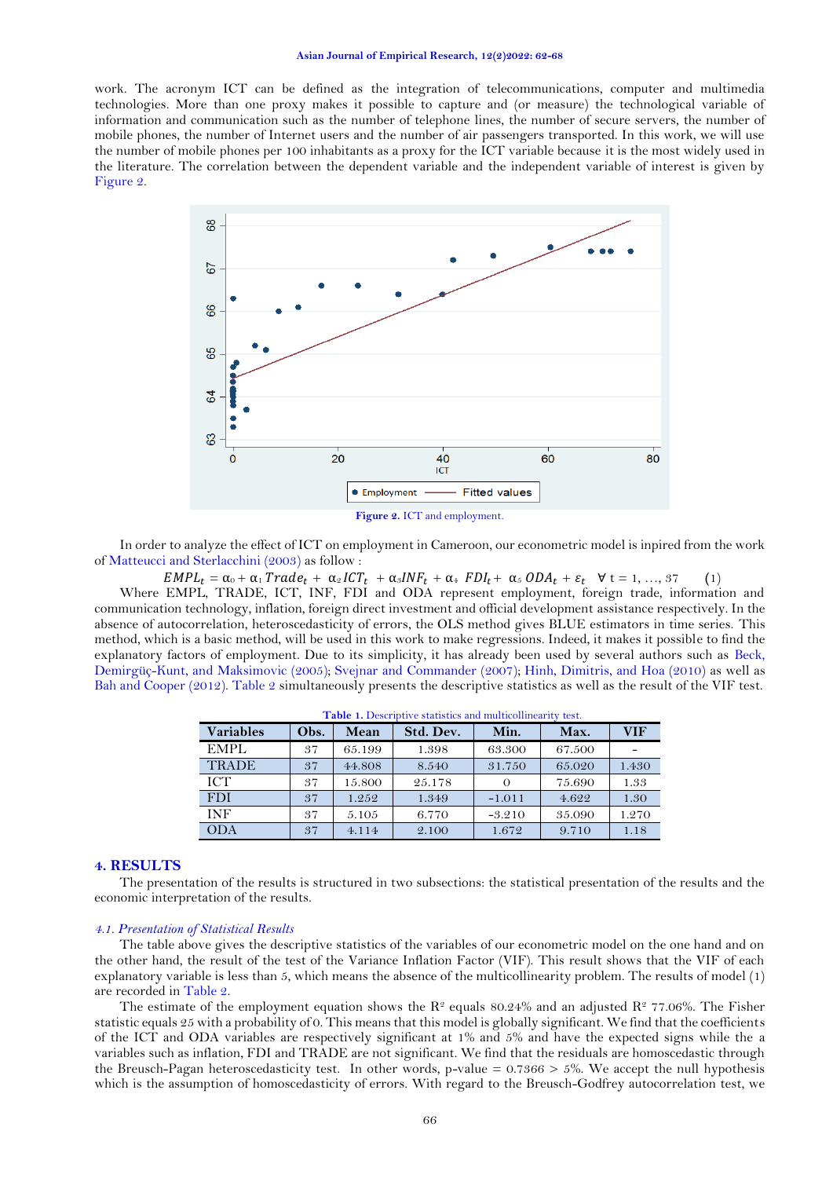work. The acronym ICT can be defined as the integration of telecommunications, computer and multimedia technologies. More than one proxy makes it possible to capture and (or measure) the technological variable of information and communication such as the number of telephone lines, the number of secure servers, the number of mobile phones, the number of Internet users and the number of air passengers transported. In this work, we will use the number of mobile phones per 100 inhabitants as a proxy for the ICT variable because it is the most widely used in the literature. The correlation between the dependent variable and the independent variable of interest is given by Figure 2.

**Figure 2.** ICT and employment.

In order to analyze the effect of ICT on employment in Cameroon, our econometric model is inpired from the work of Matteucci and Sterlacchini (2003) as follow :

$$EMPL_t = \alpha_0 + \alpha_1 Trade_t + \alpha_2 ICT_t + \alpha_3 INF_t + \alpha_4 FDI_t + \alpha_5 ODA_t + \varepsilon_t \quad \forall\, t = 1, \ldots, 37 \qquad (1)$$

Where EMPL, TRADE, ICT, INF, FDI and ODA represent employment, foreign trade, information and communication technology, inflation, foreign direct investment and official development assistance respectively. In the absence of autocorrelation, heteroscedasticity of errors, the OLS method gives BLUE estimators in time series. This method, which is a basic method, will be used in this work to make regressions. Indeed, it makes it possible to find the explanatory factors of employment. Due to its simplicity, it has already been used by several authors such as Beck, Demirgüç-Kunt, and Maksimovic (2005); Svejnar and Commander (2007); Hinh, Dimitris, and Hoa (2010) as well as Bah and Cooper (2012). Table 2 simultaneously presents the descriptive statistics as well as the result of the VIF test.

**Table 1.** Descriptive statistics and multicollinearity test.

| Variables | Obs. | Mean | Std. Dev. | Min. | Max. | VIF |
|---|---|---|---|---|---|---|
| EMPL | 37 | 65.199 | 1.398 | 63.300 | 67.500 | - |
| TRADE | 37 | 44.808 | 8.540 | 31.750 | 65.020 | 1.430 |
| ICT | 37 | 15.800 | 25.178 | 0 | 75.690 | 1.33 |
| FDI | 37 | 1.252 | 1.349 | -1.011 | 4.622 | 1.30 |
| INF | 37 | 5.105 | 6.770 | -3.210 | 35.090 | 1.270 |
| ODA | 37 | 4.114 | 2.100 | 1.672 | 9.710 | 1.18 |

## 4. RESULTS

The presentation of the results is structured in two subsections: the statistical presentation of the results and the economic interpretation of the results.

### *4.1. Presentation of Statistical Results*

The table above gives the descriptive statistics of the variables of our econometric model on the one hand and on the other hand, the result of the test of the Variance Inflation Factor (VIF). This result shows that the VIF of each explanatory variable is less than 5, which means the absence of the multicollinearity problem. The results of model (1) are recorded in Table 2.

The estimate of the employment equation shows the $R^2$ equals 80.24% and an adjusted $R^2$ 77.06%. The Fisher statistic equals 25 with a probability of 0. This means that this model is globally significant. We find that the coefficients of the ICT and ODA variables are respectively significant at 1% and 5% and have the expected signs while the a variables such as inflation, FDI and TRADE are not significant. We find that the residuals are homoscedastic through the Breusch-Pagan heteroscedasticity test. In other words, p-value = 0.7366 > 5%. We accept the null hypothesis which is the assumption of homoscedasticity of errors. With regard to the Breusch-Godfrey autocorrelation test, we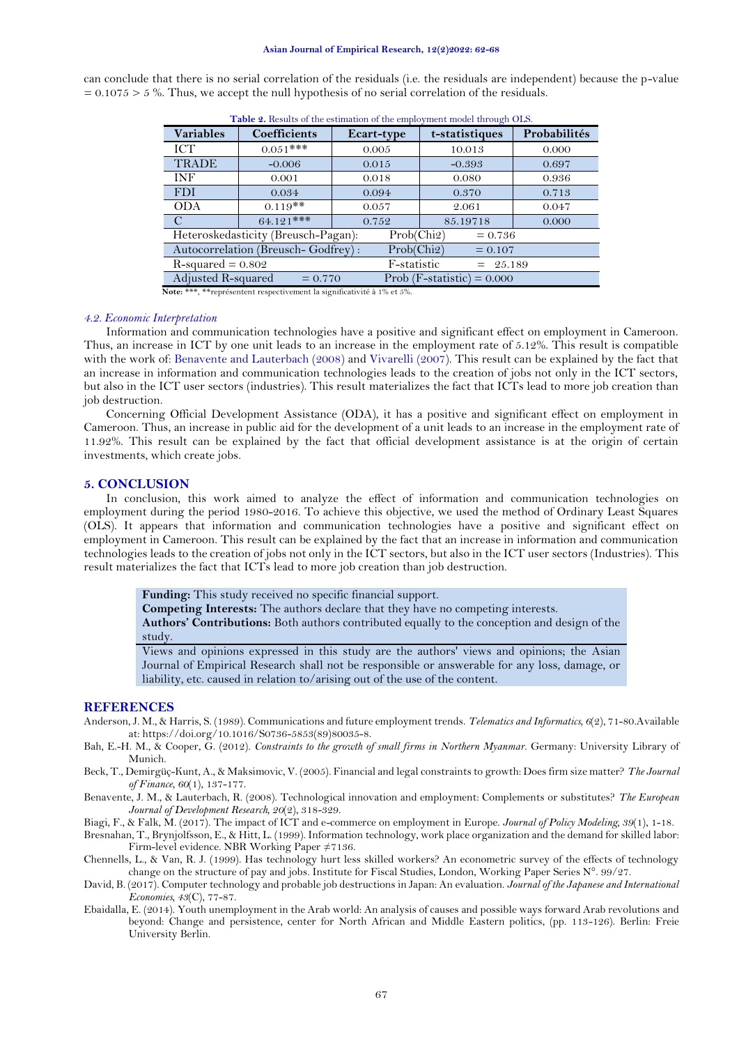can conclude that there is no serial correlation of the residuals (i.e. the residuals are independent) because the p-value = 0.1075 > 5 %. Thus, we accept the null hypothesis of no serial correlation of the residuals.

**Table 2.** Results of the estimation of the employment model through OLS.

| Variables | Coefficients | Ecart-type | t-statistiques | Probabilités |
|---|---|---|---|---|
| ICT | 0.051*** | 0.005 | 10.013 | 0.000 |
| TRADE | -0.006 | 0.015 | -0.393 | 0.697 |
| INF | 0.001 | 0.018 | 0.080 | 0.936 |
| FDI | 0.034 | 0.094 | 0.370 | 0.713 |
| ODA | 0.119** | 0.057 | 2.061 | 0.047 |
| C | 64.121*** | 0.752 | 85.19718 | 0.000 |
| Heteroskedasticity (Breusch-Pagan): | | Prob(Chi2) = 0.736 | | |
| Autocorrelation (Breusch- Godfrey) : | | Prob(Chi2) = 0.107 | | |
| R-squared = 0.802 | | F-statistic = 25.189 | | |
| Adjusted R-squared = 0.770 | | Prob (F-statistic) = 0.000 | | |

**Note:** ***, **représentent respectivement la significativité à 1% et 5%.

### *4.2. Economic Interpretation*

Information and communication technologies have a positive and significant effect on employment in Cameroon. Thus, an increase in ICT by one unit leads to an increase in the employment rate of 5.12%. This result is compatible with the work of: Benavente and Lauterbach (2008) and Vivarelli (2007). This result can be explained by the fact that an increase in information and communication technologies leads to the creation of jobs not only in the ICT sectors, but also in the ICT user sectors (industries). This result materializes the fact that ICTs lead to more job creation than job destruction.

Concerning Official Development Assistance (ODA), it has a positive and significant effect on employment in Cameroon. Thus, an increase in public aid for the development of a unit leads to an increase in the employment rate of 11.92%. This result can be explained by the fact that official development assistance is at the origin of certain investments, which create jobs.

## 5. CONCLUSION

In conclusion, this work aimed to analyze the effect of information and communication technologies on employment during the period 1980-2016. To achieve this objective, we used the method of Ordinary Least Squares (OLS). It appears that information and communication technologies have a positive and significant effect on employment in Cameroon. This result can be explained by the fact that an increase in information and communication technologies leads to the creation of jobs not only in the ICT sectors, but also in the ICT user sectors (Industries). This result materializes the fact that ICTs lead to more job creation than job destruction.

**Funding:** This study received no specific financial support.
**Competing Interests:** The authors declare that they have no competing interests.
**Authors' Contributions:** Both authors contributed equally to the conception and design of the study.

Views and opinions expressed in this study are the authors' views and opinions; the Asian Journal of Empirical Research shall not be responsible or answerable for any loss, damage, or liability, etc. caused in relation to/arising out of the use of the content.

## REFERENCES

Anderson, J. M., & Harris, S. (1989). Communications and future employment trends. *Telematics and Informatics*, *6*(2), 71-80.Available at: https://doi.org/10.1016/S0736-5853(89)80035-8.

Bah, E.-H. M., & Cooper, G. (2012). *Constraints to the growth of small firms in Northern Myanmar*. Germany: University Library of Munich.

Beck, T., Demirgüç-Kunt, A., & Maksimovic, V. (2005). Financial and legal constraints to growth: Does firm size matter? *The Journal of Finance*, *60*(1), 137-177.

Benavente, J. M., & Lauterbach, R. (2008). Technological innovation and employment: Complements or substitutes? *The European Journal of Development Research*, *20*(2), 318-329.

Biagi, F., & Falk, M. (2017). The impact of ICT and e-commerce on employment in Europe. *Journal of Policy Modeling*, *39*(1), 1-18.

Bresnahan, T., Brynjolfsson, E., & Hitt, L. (1999). Information technology, work place organization and the demand for skilled labor: Firm-level evidence. NBR Working Paper ≠7136.

Chennells, L., & Van, R. J. (1999). Has technology hurt less skilled workers? An econometric survey of the effects of technology change on the structure of pay and jobs. Institute for Fiscal Studies, London, Working Paper Series N°. 99/27.

David, B. (2017). Computer technology and probable job destructions in Japan: An evaluation. *Journal of the Japanese and International Economies*, *43*(C), 77-87.

Ebaidalla, E. (2014). Youth unemployment in the Arab world: An analysis of causes and possible ways forward Arab revolutions and beyond: Change and persistence, center for North African and Middle Eastern politics, (pp. 113-126). Berlin: Freie University Berlin.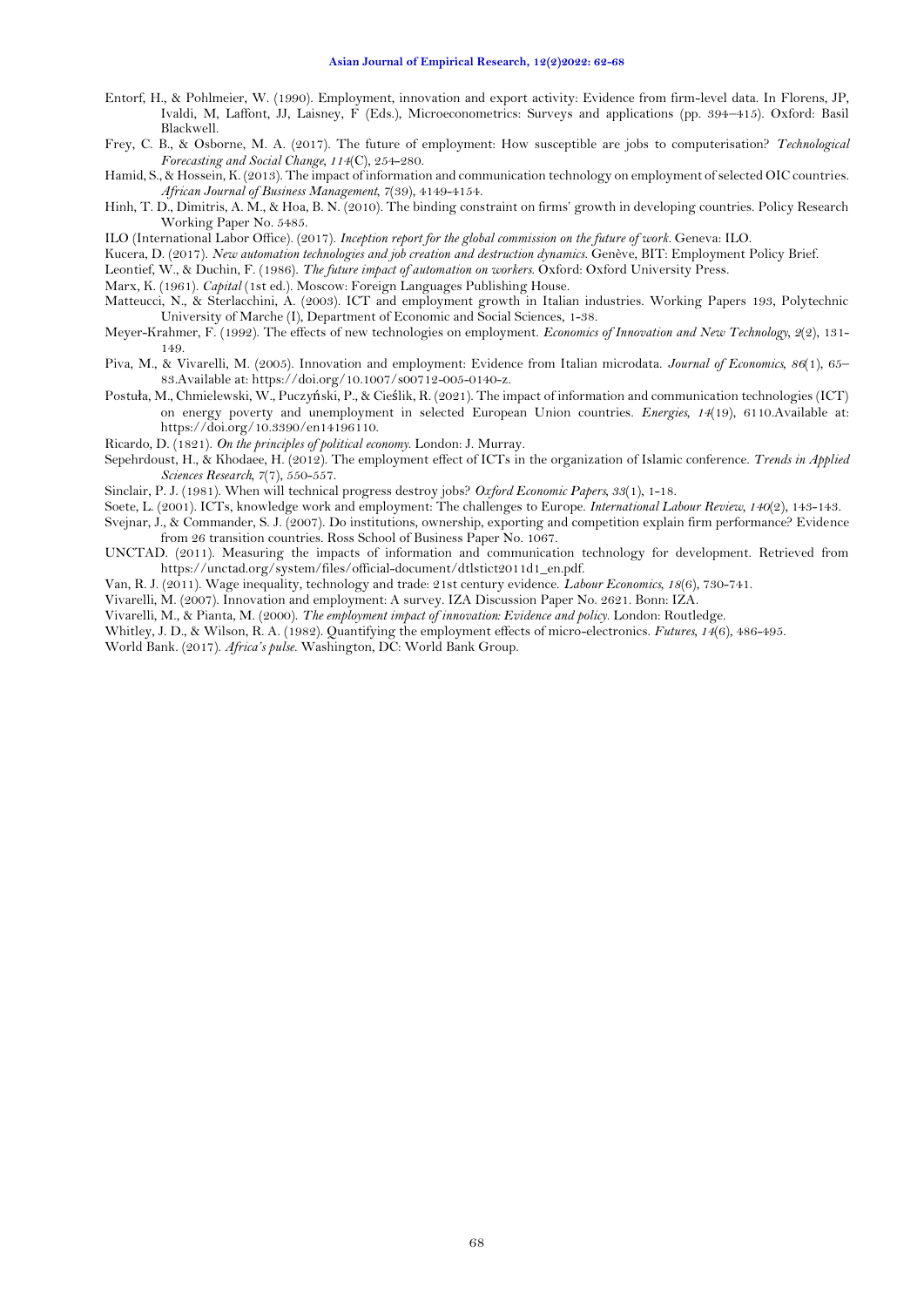Entorf, H., & Pohlmeier, W. (1990). Employment, innovation and export activity: Evidence from firm-level data. In Florens, JP, Ivaldi, M, Laffont, JJ, Laisney, F (Eds.), Microeconometrics: Surveys and applications (pp. 394–415). Oxford: Basil Blackwell.

Frey, C. B., & Osborne, M. A. (2017). The future of employment: How susceptible are jobs to computerisation? *Technological Forecasting and Social Change, 114*(C), 254-280.

Hamid, S., & Hossein, K. (2013). The impact of information and communication technology on employment of selected OIC countries. *African Journal of Business Management, 7*(39), 4149-4154.

Hinh, T. D., Dimitris, A. M., & Hoa, B. N. (2010). The binding constraint on firms' growth in developing countries. Policy Research Working Paper No. 5485.

ILO (International Labor Office). (2017). *Inception report for the global commission on the future of work*. Geneva: ILO.

Kucera, D. (2017). *New automation technologies and job creation and destruction dynamics*. Genève, BIT: Employment Policy Brief.

Leontief, W., & Duchin, F. (1986). *The future impact of automation on workers*. Oxford: Oxford University Press.

Marx, K. (1961). *Capital* (1st ed.). Moscow: Foreign Languages Publishing House.

Matteucci, N., & Sterlacchini, A. (2003). ICT and employment growth in Italian industries. Working Papers 193, Polytechnic University of Marche (I), Department of Economic and Social Sciences, 1-38.

Meyer-Krahmer, F. (1992). The effects of new technologies on employment. *Economics of Innovation and New Technology, 2*(2), 131-149.

Piva, M., & Vivarelli, M. (2005). Innovation and employment: Evidence from Italian microdata. *Journal of Economics, 86*(1), 65–83.Available at: https://doi.org/10.1007/s00712-005-0140-z.

Postuła, M., Chmielewski, W., Puczyński, P., & Cieślik, R. (2021). The impact of information and communication technologies (ICT) on energy poverty and unemployment in selected European Union countries. *Energies, 14*(19), 6110.Available at: https://doi.org/10.3390/en14196110.

Ricardo, D. (1821). *On the principles of political economy*. London: J. Murray.

Sepehrdoust, H., & Khodaee, H. (2012). The employment effect of ICTs in the organization of Islamic conference. *Trends in Applied Sciences Research, 7*(7), 550-557.

Sinclair, P. J. (1981). When will technical progress destroy jobs? *Oxford Economic Papers, 33*(1), 1-18.

Soete, L. (2001). ICTs, knowledge work and employment: The challenges to Europe. *International Labour Review, 140*(2), 143-143.

Svejnar, J., & Commander, S. J. (2007). Do institutions, ownership, exporting and competition explain firm performance? Evidence from 26 transition countries. Ross School of Business Paper No. 1067.

UNCTAD. (2011). Measuring the impacts of information and communication technology for development. Retrieved from https://unctad.org/system/files/official-document/dtlstict2011d1_en.pdf.

Van, R. J. (2011). Wage inequality, technology and trade: 21st century evidence. *Labour Economics, 18*(6), 730-741.

Vivarelli, M. (2007). Innovation and employment: A survey. IZA Discussion Paper No. 2621. Bonn: IZA.

Vivarelli, M., & Pianta, M. (2000). *The employment impact of innovation: Evidence and policy*. London: Routledge.

Whitley, J. D., & Wilson, R. A. (1982). Quantifying the employment effects of micro-electronics. *Futures, 14*(6), 486-495.

World Bank. (2017). *Africa's pulse*. Washington, DC: World Bank Group.